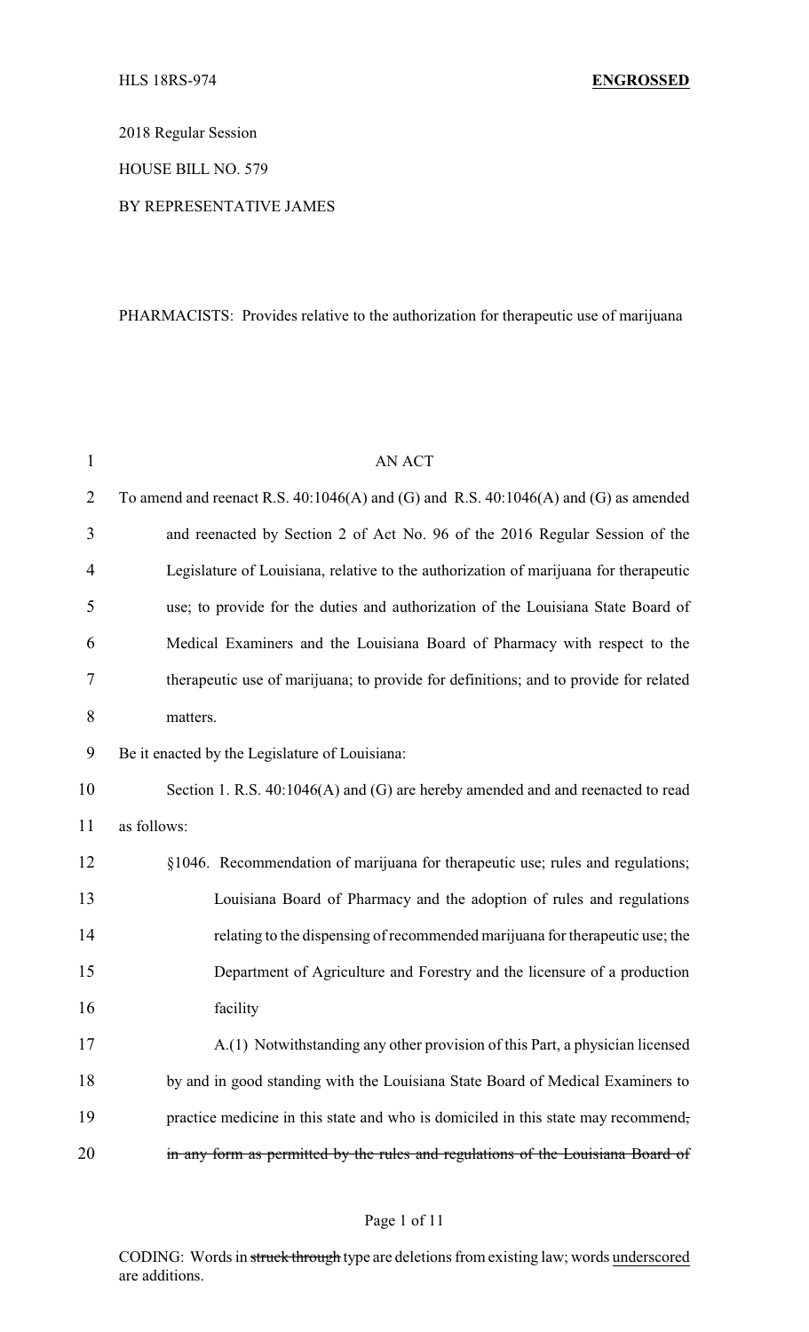HLS 18RS-974 **ENGROSSED**

2018 Regular Session

HOUSE BILL NO. 579

BY REPRESENTATIVE JAMES

PHARMACISTS: Provides relative to the authorization for therapeutic use of marijuana

AN ACT

To amend and reenact R.S. 40:1046(A) and (G) and R.S. 40:1046(A) and (G) as amended and reenacted by Section 2 of Act No. 96 of the 2016 Regular Session of the Legislature of Louisiana, relative to the authorization of marijuana for therapeutic use; to provide for the duties and authorization of the Louisiana State Board of Medical Examiners and the Louisiana Board of Pharmacy with respect to the therapeutic use of marijuana; to provide for definitions; and to provide for related matters.

Be it enacted by the Legislature of Louisiana:

Section 1. R.S. 40:1046(A) and (G) are hereby amended and and reenacted to read as follows:

§1046. Recommendation of marijuana for therapeutic use; rules and regulations; Louisiana Board of Pharmacy and the adoption of rules and regulations relating to the dispensing of recommended marijuana for therapeutic use; the Department of Agriculture and Forestry and the licensure of a production facility

A.(1) Notwithstanding any other provision of this Part, a physician licensed by and in good standing with the Louisiana State Board of Medical Examiners to practice medicine in this state and who is domiciled in this state may recommend~~, in any form as permitted by the rules and regulations of the Louisiana Board of~~

CODING: Words in ~~struck through~~ type are deletions from existing law; words <u>underscored</u> are additions.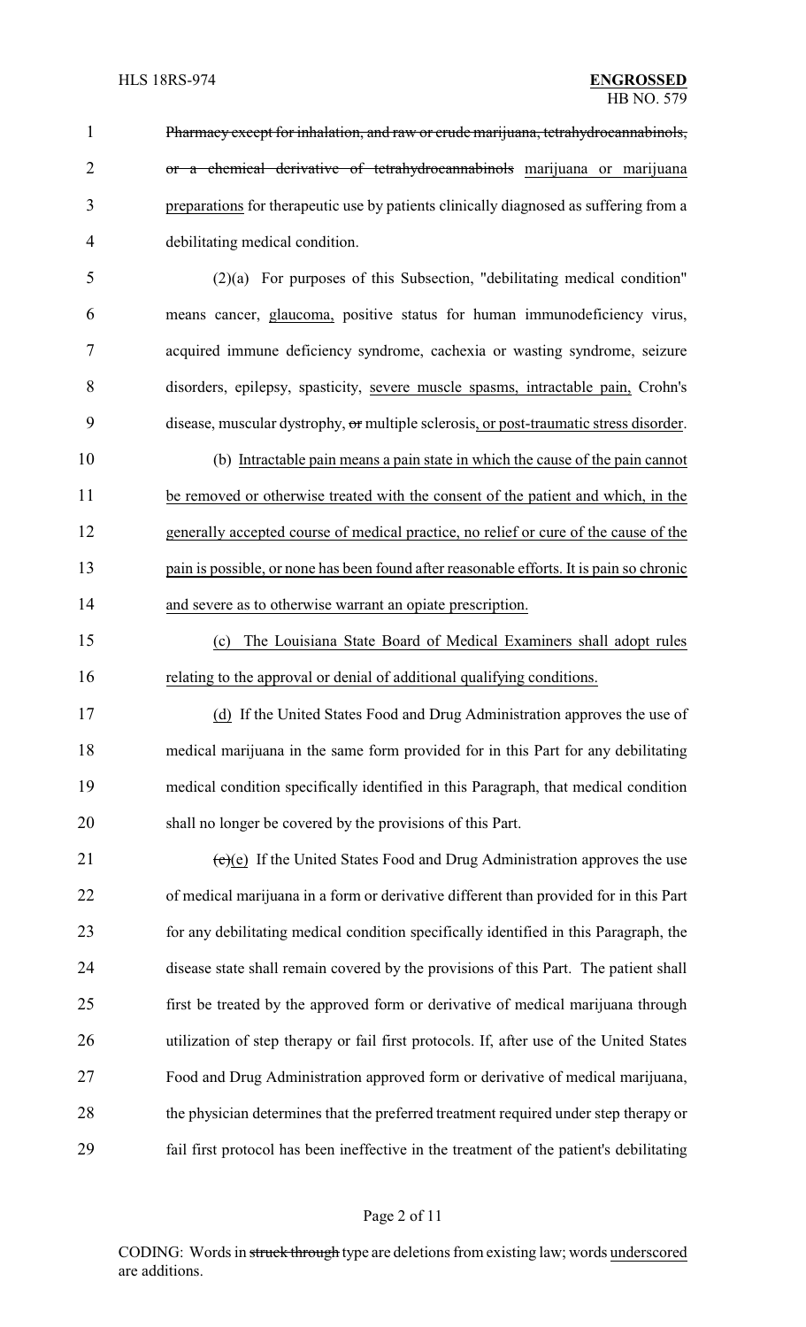Pharmacy except for inhalation, and raw or crude marijuana, tetrahydrocannabinols, or a chemical derivative of tetrahydrocannabinols marijuana or marijuana preparations for therapeutic use by patients clinically diagnosed as suffering from a debilitating medical condition.

(2)(a) For purposes of this Subsection, "debilitating medical condition" means cancer, glaucoma, positive status for human immunodeficiency virus, acquired immune deficiency syndrome, cachexia or wasting syndrome, seizure disorders, epilepsy, spasticity, severe muscle spasms, intractable pain, Crohn's disease, muscular dystrophy, or multiple sclerosis, or post-traumatic stress disorder.

(b) Intractable pain means a pain state in which the cause of the pain cannot be removed or otherwise treated with the consent of the patient and which, in the generally accepted course of medical practice, no relief or cure of the cause of the pain is possible, or none has been found after reasonable efforts. It is pain so chronic and severe as to otherwise warrant an opiate prescription.

(c) The Louisiana State Board of Medical Examiners shall adopt rules relating to the approval or denial of additional qualifying conditions.

(d) If the United States Food and Drug Administration approves the use of medical marijuana in the same form provided for in this Part for any debilitating medical condition specifically identified in this Paragraph, that medical condition shall no longer be covered by the provisions of this Part.

(c)(e) If the United States Food and Drug Administration approves the use of medical marijuana in a form or derivative different than provided for in this Part for any debilitating medical condition specifically identified in this Paragraph, the disease state shall remain covered by the provisions of this Part. The patient shall first be treated by the approved form or derivative of medical marijuana through utilization of step therapy or fail first protocols. If, after use of the United States Food and Drug Administration approved form or derivative of medical marijuana, the physician determines that the preferred treatment required under step therapy or fail first protocol has been ineffective in the treatment of the patient's debilitating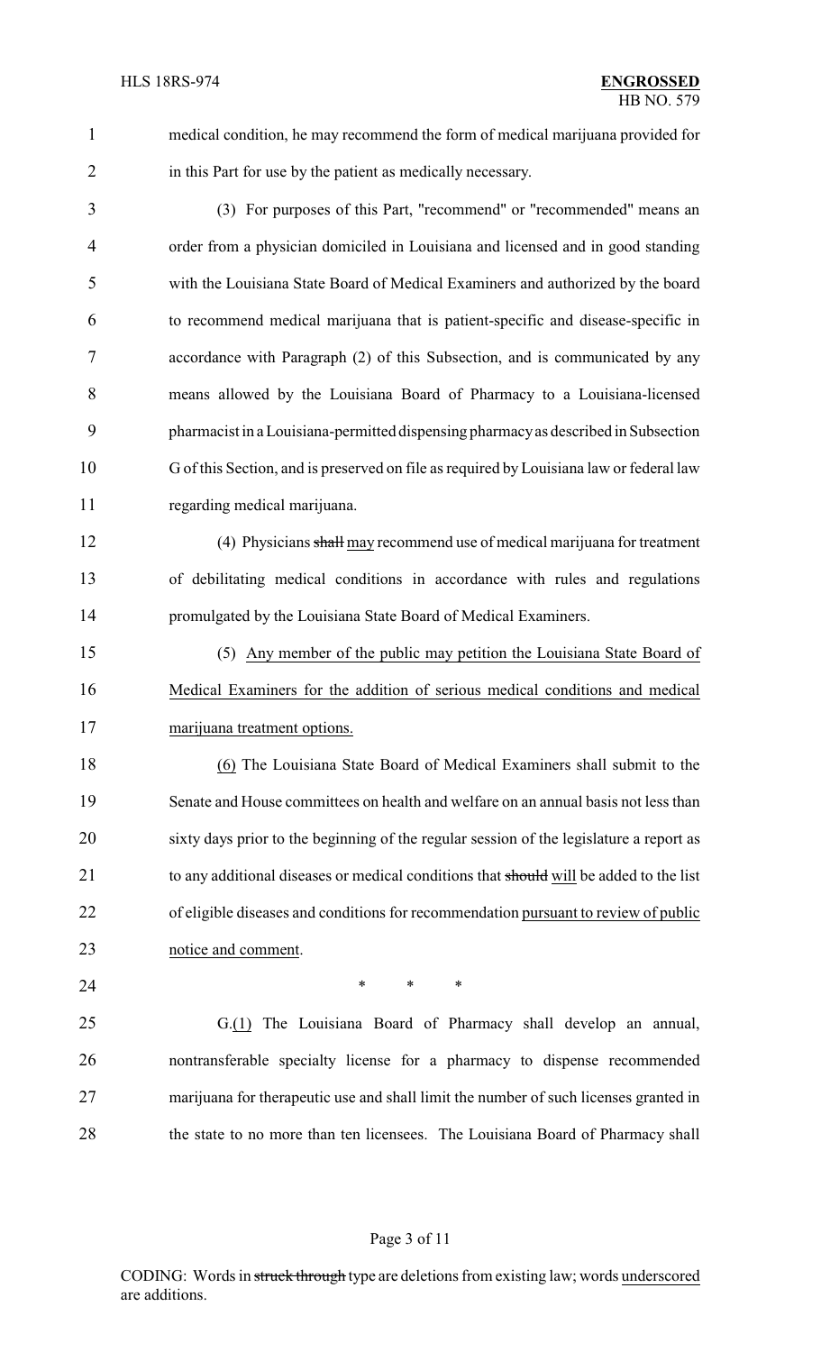medical condition, he may recommend the form of medical marijuana provided for in this Part for use by the patient as medically necessary.

(3) For purposes of this Part, "recommend" or "recommended" means an order from a physician domiciled in Louisiana and licensed and in good standing with the Louisiana State Board of Medical Examiners and authorized by the board to recommend medical marijuana that is patient-specific and disease-specific in accordance with Paragraph (2) of this Subsection, and is communicated by any means allowed by the Louisiana Board of Pharmacy to a Louisiana-licensed pharmacist in a Louisiana-permitted dispensing pharmacy as described in Subsection G of this Section, and is preserved on file as required by Louisiana law or federal law regarding medical marijuana.

(4) Physicians ~~shall~~ may recommend use of medical marijuana for treatment of debilitating medical conditions in accordance with rules and regulations promulgated by the Louisiana State Board of Medical Examiners.

(5) Any member of the public may petition the Louisiana State Board of Medical Examiners for the addition of serious medical conditions and medical marijuana treatment options.

(6) The Louisiana State Board of Medical Examiners shall submit to the Senate and House committees on health and welfare on an annual basis not less than sixty days prior to the beginning of the regular session of the legislature a report as to any additional diseases or medical conditions that ~~should~~ will be added to the list of eligible diseases and conditions for recommendation pursuant to review of public notice and comment.

\* \* \*

G.(1) The Louisiana Board of Pharmacy shall develop an annual, nontransferable specialty license for a pharmacy to dispense recommended marijuana for therapeutic use and shall limit the number of such licenses granted in the state to no more than ten licensees. The Louisiana Board of Pharmacy shall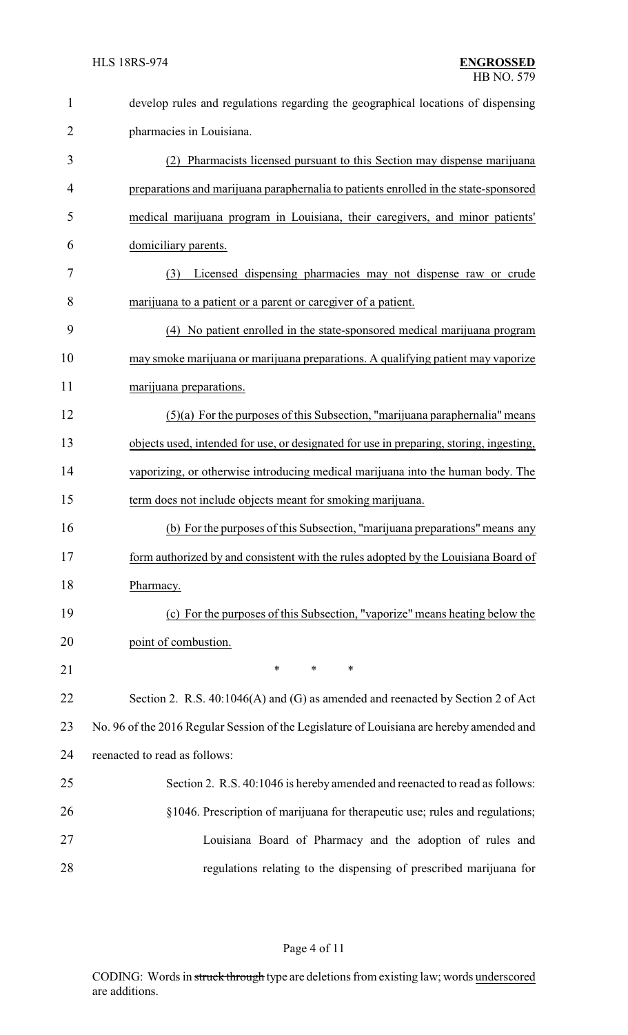develop rules and regulations regarding the geographical locations of dispensing pharmacies in Louisiana.

(2) Pharmacists licensed pursuant to this Section may dispense marijuana preparations and marijuana paraphernalia to patients enrolled in the state-sponsored medical marijuana program in Louisiana, their caregivers, and minor patients' domiciliary parents.

(3) Licensed dispensing pharmacies may not dispense raw or crude marijuana to a patient or a parent or caregiver of a patient.

(4) No patient enrolled in the state-sponsored medical marijuana program may smoke marijuana or marijuana preparations. A qualifying patient may vaporize marijuana preparations.

(5)(a) For the purposes of this Subsection, "marijuana paraphernalia" means objects used, intended for use, or designated for use in preparing, storing, ingesting, vaporizing, or otherwise introducing medical marijuana into the human body. The term does not include objects meant for smoking marijuana.

(b) For the purposes of this Subsection, "marijuana preparations" means any form authorized by and consistent with the rules adopted by the Louisiana Board of Pharmacy.

(c) For the purposes of this Subsection, "vaporize" means heating below the point of combustion.

\* \* \*

Section 2. R.S. 40:1046(A) and (G) as amended and reenacted by Section 2 of Act No. 96 of the 2016 Regular Session of the Legislature of Louisiana are hereby amended and reenacted to read as follows:

Section 2. R.S. 40:1046 is hereby amended and reenacted to read as follows:

§1046. Prescription of marijuana for therapeutic use; rules and regulations; Louisiana Board of Pharmacy and the adoption of rules and regulations relating to the dispensing of prescribed marijuana for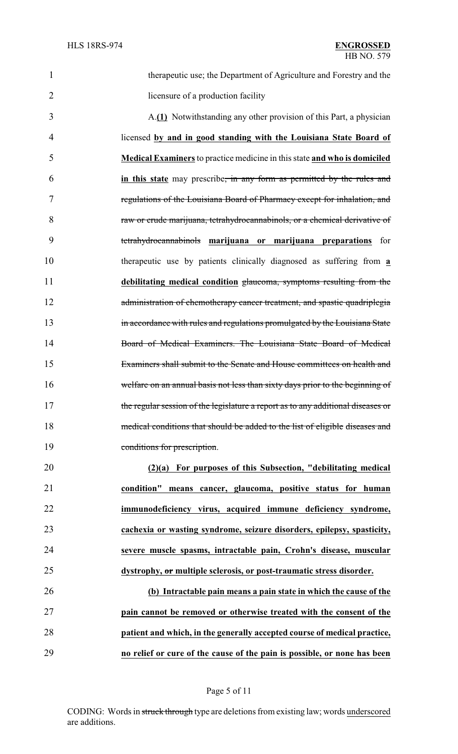therapeutic use; the Department of Agriculture and Forestry and the licensure of a production facility

A.**(1)** Notwithstanding any other provision of this Part, a physician licensed **by and in good standing with the Louisiana State Board of Medical Examiners** to practice medicine in this state **and who is domiciled in this state** may prescribe~~, in any form as permitted by the rules and regulations of the Louisiana Board of Pharmacy except for inhalation, and raw or crude marijuana, tetrahydrocannabinols, or a chemical derivative of tetrahydrocannabinols~~ **marijuana or marijuana preparations** for therapeutic use by patients clinically diagnosed as suffering from **a debilitating medical condition** ~~glaucoma, symptoms resulting from the administration of chemotherapy cancer treatment, and spastic quadriplegia in accordance with rules and regulations promulgated by the Louisiana State Board of Medical Examiners. The Louisiana State Board of Medical Examiners shall submit to the Senate and House committees on health and welfare on an annual basis not less than sixty days prior to the beginning of the regular session of the legislature a report as to any additional diseases or medical conditions that should be added to the list of eligible diseases and conditions for prescription~~.

**(2)(a) For purposes of this Subsection, "debilitating medical condition" means cancer, glaucoma, positive status for human immunodeficiency virus, acquired immune deficiency syndrome, cachexia or wasting syndrome, seizure disorders, epilepsy, spasticity, severe muscle spasms, intractable pain, Crohn's disease, muscular dystrophy,** ~~or~~ **multiple sclerosis, or post-traumatic stress disorder.**

**(b) Intractable pain means a pain state in which the cause of the pain cannot be removed or otherwise treated with the consent of the patient and which, in the generally accepted course of medical practice, no relief or cure of the cause of the pain is possible, or none has been**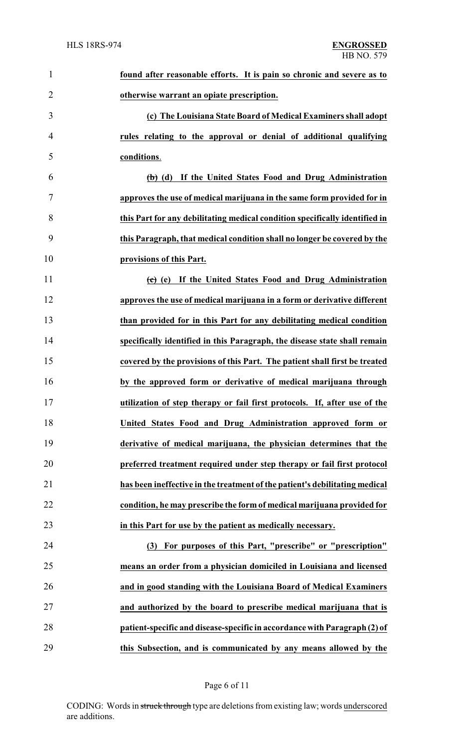found after reasonable efforts. It is pain so chronic and severe as to otherwise warrant an opiate prescription.

(c) The Louisiana State Board of Medical Examiners shall adopt rules relating to the approval or denial of additional qualifying conditions.

~~(b)~~ (d) If the United States Food and Drug Administration approves the use of medical marijuana in the same form provided for in this Part for any debilitating medical condition specifically identified in this Paragraph, that medical condition shall no longer be covered by the provisions of this Part.

~~(c)~~ (e) If the United States Food and Drug Administration approves the use of medical marijuana in a form or derivative different than provided for in this Part for any debilitating medical condition specifically identified in this Paragraph, the disease state shall remain covered by the provisions of this Part. The patient shall first be treated by the approved form or derivative of medical marijuana through utilization of step therapy or fail first protocols. If, after use of the United States Food and Drug Administration approved form or derivative of medical marijuana, the physician determines that the preferred treatment required under step therapy or fail first protocol has been ineffective in the treatment of the patient's debilitating medical condition, he may prescribe the form of medical marijuana provided for in this Part for use by the patient as medically necessary.

(3) For purposes of this Part, "prescribe" or "prescription" means an order from a physician domiciled in Louisiana and licensed and in good standing with the Louisiana Board of Medical Examiners and authorized by the board to prescribe medical marijuana that is patient-specific and disease-specific in accordance with Paragraph (2) of this Subsection, and is communicated by any means allowed by the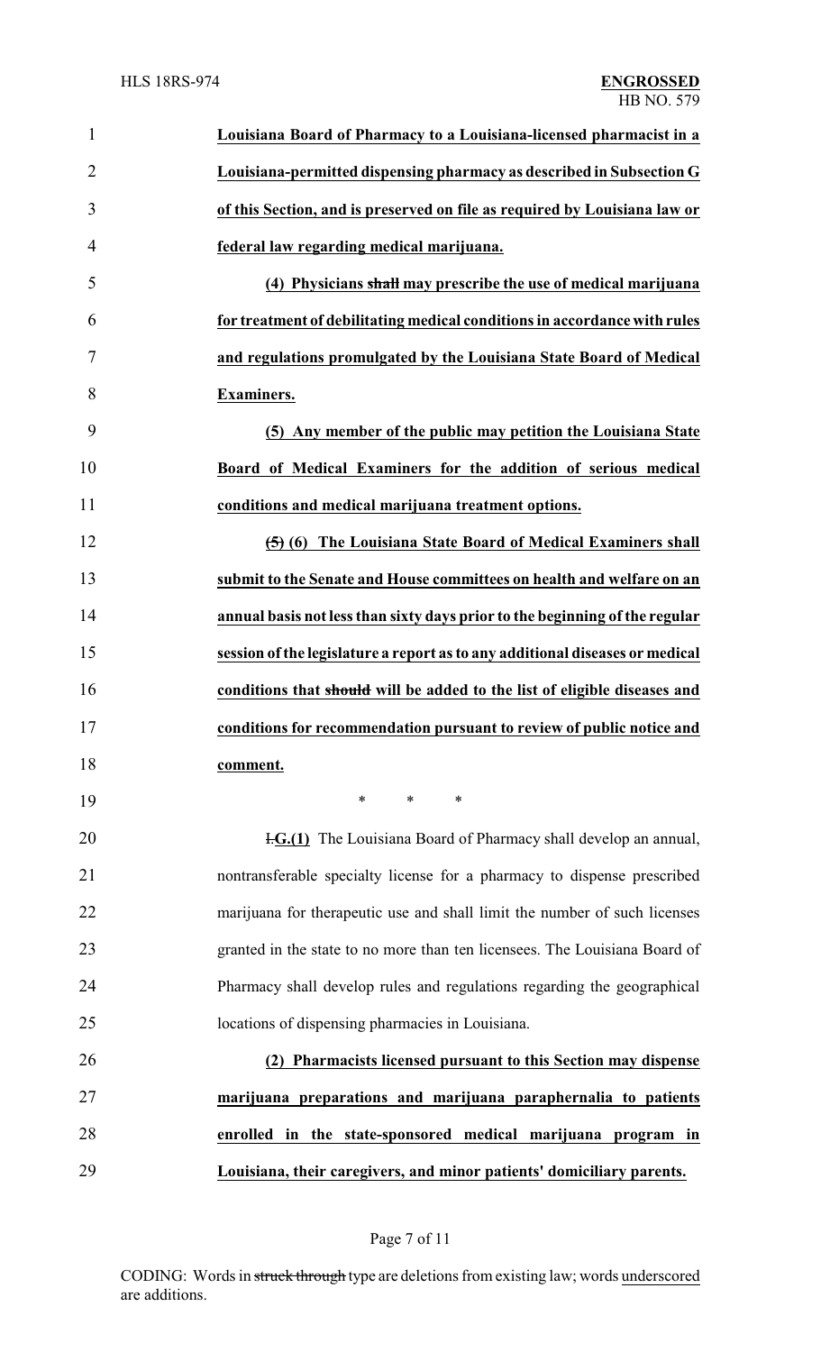**Louisiana Board of Pharmacy to a Louisiana-licensed pharmacist in a Louisiana-permitted dispensing pharmacy as described in Subsection G of this Section, and is preserved on file as required by Louisiana law or federal law regarding medical marijuana.**

**(4) Physicians ~~shall~~ may prescribe the use of medical marijuana for treatment of debilitating medical conditions in accordance with rules and regulations promulgated by the Louisiana State Board of Medical Examiners.**

**(5) Any member of the public may petition the Louisiana State Board of Medical Examiners for the addition of serious medical conditions and medical marijuana treatment options.**

**~~(5)~~ (6) The Louisiana State Board of Medical Examiners shall submit to the Senate and House committees on health and welfare on an annual basis not less than sixty days prior to the beginning of the regular session of the legislature a report as to any additional diseases or medical conditions that ~~should~~ will be added to the list of eligible diseases and conditions for recommendation pursuant to review of public notice and comment.**

\* \* \*

~~I.~~**G.(1)** The Louisiana Board of Pharmacy shall develop an annual, nontransferable specialty license for a pharmacy to dispense prescribed marijuana for therapeutic use and shall limit the number of such licenses granted in the state to no more than ten licensees. The Louisiana Board of Pharmacy shall develop rules and regulations regarding the geographical locations of dispensing pharmacies in Louisiana.

**(2) Pharmacists licensed pursuant to this Section may dispense marijuana preparations and marijuana paraphernalia to patients enrolled in the state-sponsored medical marijuana program in Louisiana, their caregivers, and minor patients' domiciliary parents.**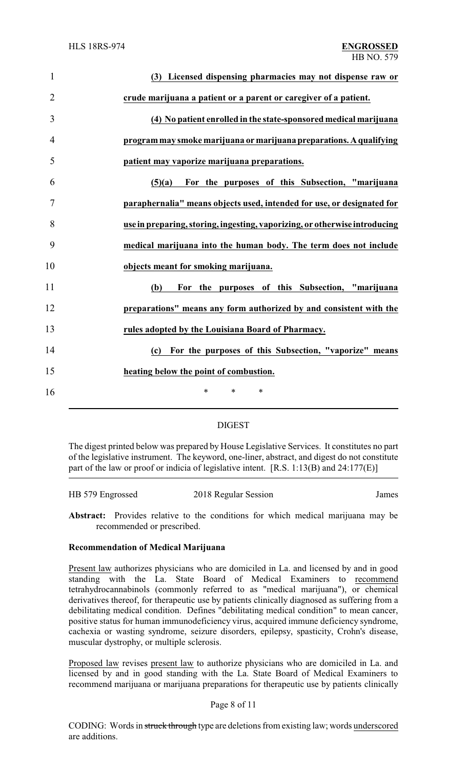1 **(3) Licensed dispensing pharmacies may not dispense raw or**
2 **crude marijuana a patient or a parent or caregiver of a patient.**
3 **(4) No patient enrolled in the state-sponsored medical marijuana**
4 **program may smoke marijuana or marijuana preparations. A qualifying**
5 **patient may vaporize marijuana preparations.**
6 **(5)(a) For the purposes of this Subsection, "marijuana**
7 **paraphernalia" means objects used, intended for use, or designated for**
8 **use in preparing, storing, ingesting, vaporizing, or otherwise introducing**
9 **medical marijuana into the human body. The term does not include**
10 **objects meant for smoking marijuana.**
11 **(b) For the purposes of this Subsection, "marijuana**
12 **preparations" means any form authorized by and consistent with the**
13 **rules adopted by the Louisiana Board of Pharmacy.**
14 **(c) For the purposes of this Subsection, "vaporize" means**
15 **heating below the point of combustion.**
16 \* \* \*

DIGEST

The digest printed below was prepared by House Legislative Services. It constitutes no part of the legislative instrument. The keyword, one-liner, abstract, and digest do not constitute part of the law or proof or indicia of legislative intent. [R.S. 1:13(B) and 24:177(E)]

HB 579 Engrossed 2018 Regular Session James

**Abstract:** Provides relative to the conditions for which medical marijuana may be recommended or prescribed.

**Recommendation of Medical Marijuana**

Present law authorizes physicians who are domiciled in La. and licensed by and in good standing with the La. State Board of Medical Examiners to recommend tetrahydrocannabinols (commonly referred to as "medical marijuana"), or chemical derivatives thereof, for therapeutic use by patients clinically diagnosed as suffering from a debilitating medical condition. Defines "debilitating medical condition" to mean cancer, positive status for human immunodeficiency virus, acquired immune deficiency syndrome, cachexia or wasting syndrome, seizure disorders, epilepsy, spasticity, Crohn's disease, muscular dystrophy, or multiple sclerosis.

Proposed law revises present law to authorize physicians who are domiciled in La. and licensed by and in good standing with the La. State Board of Medical Examiners to recommend marijuana or marijuana preparations for therapeutic use by patients clinically

CODING: Words in ~~struck through~~ type are deletions from existing law; words underscored are additions.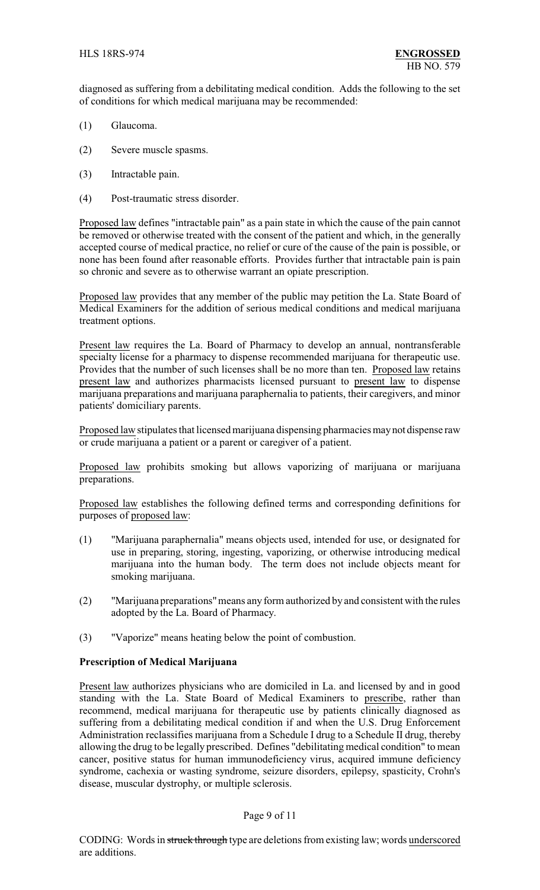diagnosed as suffering from a debilitating medical condition. Adds the following to the set of conditions for which medical marijuana may be recommended:

(1) Glaucoma.

(2) Severe muscle spasms.

(3) Intractable pain.

(4) Post-traumatic stress disorder.

Proposed law defines "intractable pain" as a pain state in which the cause of the pain cannot be removed or otherwise treated with the consent of the patient and which, in the generally accepted course of medical practice, no relief or cure of the cause of the pain is possible, or none has been found after reasonable efforts. Provides further that intractable pain is pain so chronic and severe as to otherwise warrant an opiate prescription.

Proposed law provides that any member of the public may petition the La. State Board of Medical Examiners for the addition of serious medical conditions and medical marijuana treatment options.

Present law requires the La. Board of Pharmacy to develop an annual, nontransferable specialty license for a pharmacy to dispense recommended marijuana for therapeutic use. Provides that the number of such licenses shall be no more than ten. Proposed law retains present law and authorizes pharmacists licensed pursuant to present law to dispense marijuana preparations and marijuana paraphernalia to patients, their caregivers, and minor patients' domiciliary parents.

Proposed law stipulates that licensed marijuana dispensing pharmacies may not dispense raw or crude marijuana a patient or a parent or caregiver of a patient.

Proposed law prohibits smoking but allows vaporizing of marijuana or marijuana preparations.

Proposed law establishes the following defined terms and corresponding definitions for purposes of proposed law:

(1) "Marijuana paraphernalia" means objects used, intended for use, or designated for use in preparing, storing, ingesting, vaporizing, or otherwise introducing medical marijuana into the human body. The term does not include objects meant for smoking marijuana.

(2) "Marijuana preparations" means any form authorized by and consistent with the rules adopted by the La. Board of Pharmacy.

(3) "Vaporize" means heating below the point of combustion.

**Prescription of Medical Marijuana**

Present law authorizes physicians who are domiciled in La. and licensed by and in good standing with the La. State Board of Medical Examiners to prescribe, rather than recommend, medical marijuana for therapeutic use by patients clinically diagnosed as suffering from a debilitating medical condition if and when the U.S. Drug Enforcement Administration reclassifies marijuana from a Schedule I drug to a Schedule II drug, thereby allowing the drug to be legally prescribed. Defines "debilitating medical condition" to mean cancer, positive status for human immunodeficiency virus, acquired immune deficiency syndrome, cachexia or wasting syndrome, seizure disorders, epilepsy, spasticity, Crohn's disease, muscular dystrophy, or multiple sclerosis.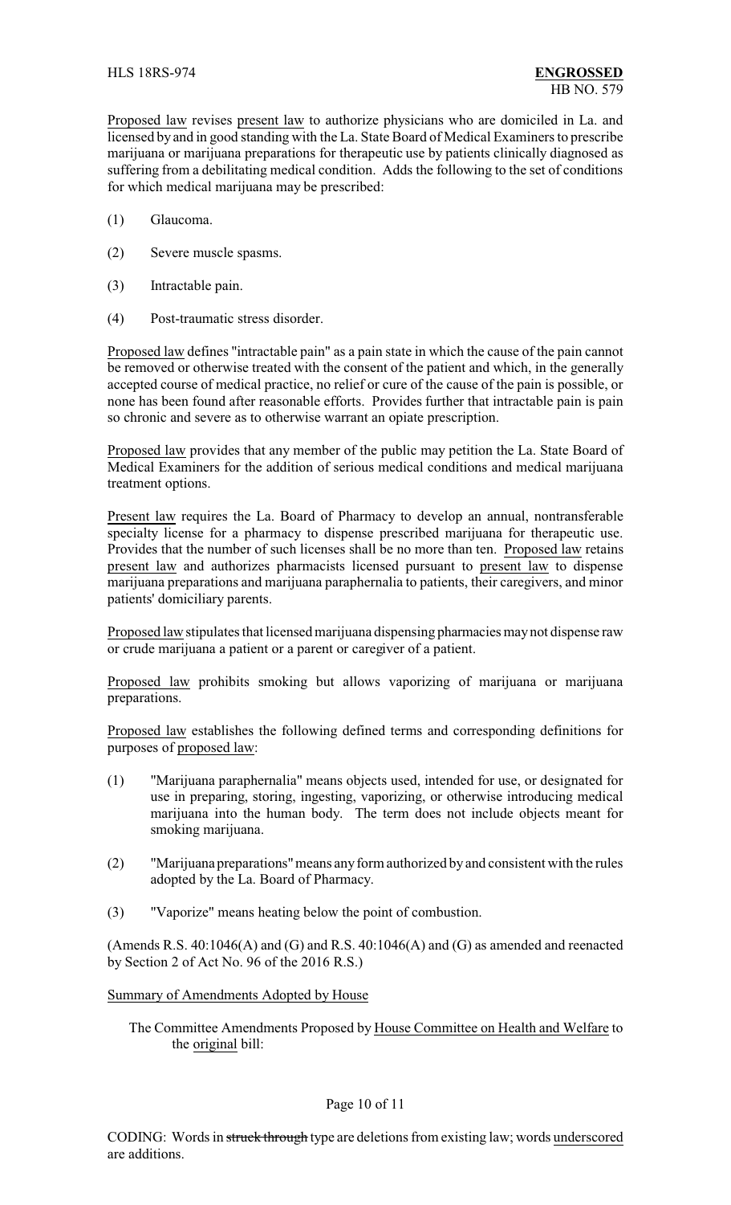Proposed law revises present law to authorize physicians who are domiciled in La. and licensed by and in good standing with the La. State Board of Medical Examiners to prescribe marijuana or marijuana preparations for therapeutic use by patients clinically diagnosed as suffering from a debilitating medical condition. Adds the following to the set of conditions for which medical marijuana may be prescribed:

(1) Glaucoma.

(2) Severe muscle spasms.

(3) Intractable pain.

(4) Post-traumatic stress disorder.

Proposed law defines "intractable pain" as a pain state in which the cause of the pain cannot be removed or otherwise treated with the consent of the patient and which, in the generally accepted course of medical practice, no relief or cure of the cause of the pain is possible, or none has been found after reasonable efforts. Provides further that intractable pain is pain so chronic and severe as to otherwise warrant an opiate prescription.

Proposed law provides that any member of the public may petition the La. State Board of Medical Examiners for the addition of serious medical conditions and medical marijuana treatment options.

Present law requires the La. Board of Pharmacy to develop an annual, nontransferable specialty license for a pharmacy to dispense prescribed marijuana for therapeutic use. Provides that the number of such licenses shall be no more than ten. Proposed law retains present law and authorizes pharmacists licensed pursuant to present law to dispense marijuana preparations and marijuana paraphernalia to patients, their caregivers, and minor patients' domiciliary parents.

Proposed law stipulates that licensed marijuana dispensing pharmacies may not dispense raw or crude marijuana a patient or a parent or caregiver of a patient.

Proposed law prohibits smoking but allows vaporizing of marijuana or marijuana preparations.

Proposed law establishes the following defined terms and corresponding definitions for purposes of proposed law:

(1) "Marijuana paraphernalia" means objects used, intended for use, or designated for use in preparing, storing, ingesting, vaporizing, or otherwise introducing medical marijuana into the human body. The term does not include objects meant for smoking marijuana.

(2) "Marijuana preparations" means any form authorized by and consistent with the rules adopted by the La. Board of Pharmacy.

(3) "Vaporize" means heating below the point of combustion.

(Amends R.S. 40:1046(A) and (G) and R.S. 40:1046(A) and (G) as amended and reenacted by Section 2 of Act No. 96 of the 2016 R.S.)

Summary of Amendments Adopted by House

The Committee Amendments Proposed by House Committee on Health and Welfare to the original bill:

CODING: Words in ~~struck through~~ type are deletions from existing law; words underscored are additions.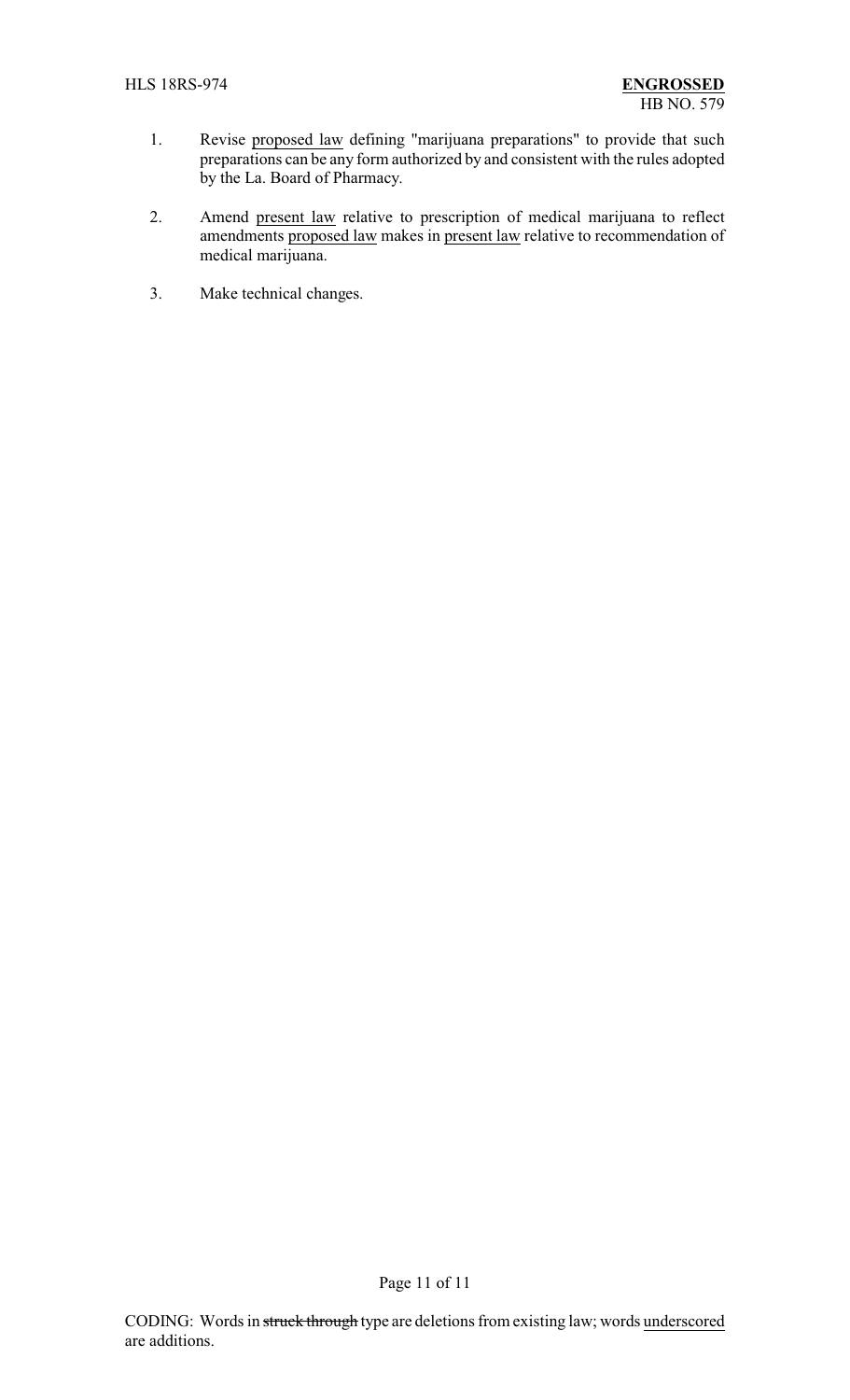1. Revise proposed law defining "marijuana preparations" to provide that such preparations can be any form authorized by and consistent with the rules adopted by the La. Board of Pharmacy.

2. Amend present law relative to prescription of medical marijuana to reflect amendments proposed law makes in present law relative to recommendation of medical marijuana.

3. Make technical changes.